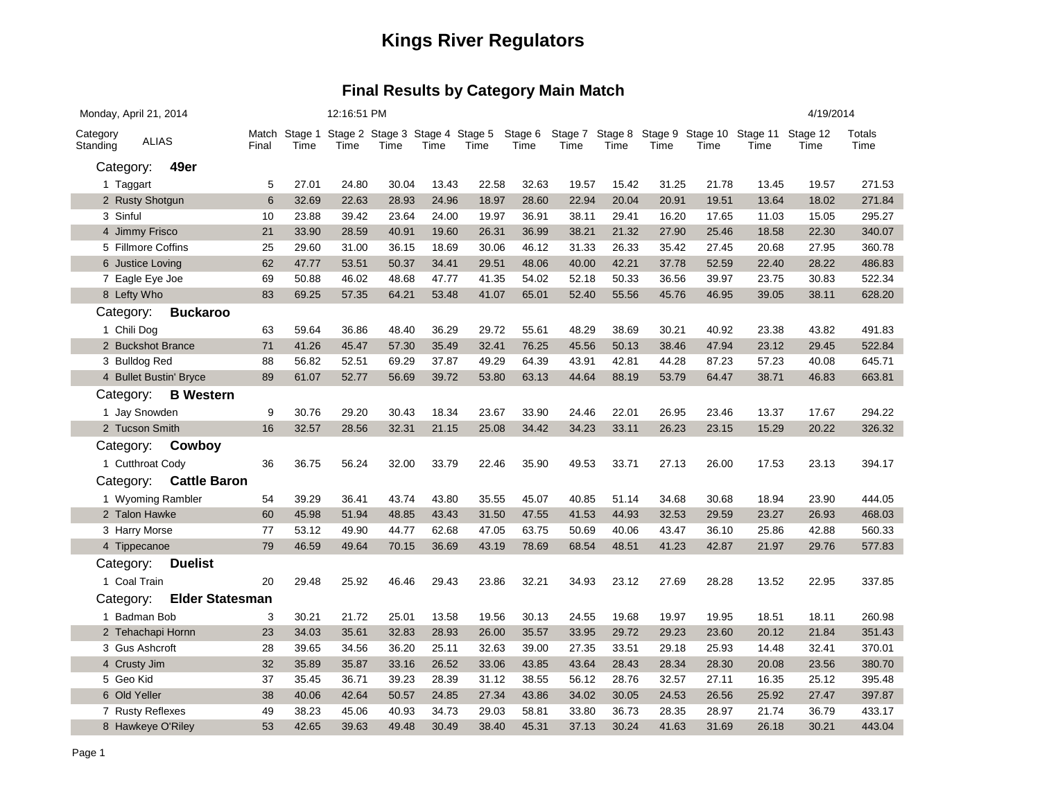# Kings River Regulators

## Final Results by Category Main Match

Monday, April 21, 2014 12:16:51 PM 4/19/2014

| Category Standing | ALIAS | Match Final | Stage 1 Time | Stage 2 Time | Stage 3 Time | Stage 4 Time | Stage 5 Time | Stage 6 Time | Stage 7 Time | Stage 8 Time | Stage 9 Time | Stage 10 Time | Stage 11 Time | Stage 12 Time | Totals Time |
|---|---|---|---|---|---|---|---|---|---|---|---|---|---|---|---|
| Category: | **49er** | | | | | | | | | | | | | | |
| 1 | Taggart | 5 | 27.01 | 24.80 | 30.04 | 13.43 | 22.58 | 32.63 | 19.57 | 15.42 | 31.25 | 21.78 | 13.45 | 19.57 | 271.53 |
| 2 | Rusty Shotgun | 6 | 32.69 | 22.63 | 28.93 | 24.96 | 18.97 | 28.60 | 22.94 | 20.04 | 20.91 | 19.51 | 13.64 | 18.02 | 271.84 |
| 3 | Sinful | 10 | 23.88 | 39.42 | 23.64 | 24.00 | 19.97 | 36.91 | 38.11 | 29.41 | 16.20 | 17.65 | 11.03 | 15.05 | 295.27 |
| 4 | Jimmy Frisco | 21 | 33.90 | 28.59 | 40.91 | 19.60 | 26.31 | 36.99 | 38.21 | 21.32 | 27.90 | 25.46 | 18.58 | 22.30 | 340.07 |
| 5 | Fillmore Coffins | 25 | 29.60 | 31.00 | 36.15 | 18.69 | 30.06 | 46.12 | 31.33 | 26.33 | 35.42 | 27.45 | 20.68 | 27.95 | 360.78 |
| 6 | Justice Loving | 62 | 47.77 | 53.51 | 50.37 | 34.41 | 29.51 | 48.06 | 40.00 | 42.21 | 37.78 | 52.59 | 22.40 | 28.22 | 486.83 |
| 7 | Eagle Eye Joe | 69 | 50.88 | 46.02 | 48.68 | 47.77 | 41.35 | 54.02 | 52.18 | 50.33 | 36.56 | 39.97 | 23.75 | 30.83 | 522.34 |
| 8 | Lefty Who | 83 | 69.25 | 57.35 | 64.21 | 53.48 | 41.07 | 65.01 | 52.40 | 55.56 | 45.76 | 46.95 | 39.05 | 38.11 | 628.20 |
| Category: | **Buckaroo** | | | | | | | | | | | | | | |
| 1 | Chili Dog | 63 | 59.64 | 36.86 | 48.40 | 36.29 | 29.72 | 55.61 | 48.29 | 38.69 | 30.21 | 40.92 | 23.38 | 43.82 | 491.83 |
| 2 | Buckshot Brance | 71 | 41.26 | 45.47 | 57.30 | 35.49 | 32.41 | 76.25 | 45.56 | 50.13 | 38.46 | 47.94 | 23.12 | 29.45 | 522.84 |
| 3 | Bulldog Red | 88 | 56.82 | 52.51 | 69.29 | 37.87 | 49.29 | 64.39 | 43.91 | 42.81 | 44.28 | 87.23 | 57.23 | 40.08 | 645.71 |
| 4 | Bullet Bustin' Bryce | 89 | 61.07 | 52.77 | 56.69 | 39.72 | 53.80 | 63.13 | 44.64 | 88.19 | 53.79 | 64.47 | 38.71 | 46.83 | 663.81 |
| Category: | **B Western** | | | | | | | | | | | | | | |
| 1 | Jay Snowden | 9 | 30.76 | 29.20 | 30.43 | 18.34 | 23.67 | 33.90 | 24.46 | 22.01 | 26.95 | 23.46 | 13.37 | 17.67 | 294.22 |
| 2 | Tucson Smith | 16 | 32.57 | 28.56 | 32.31 | 21.15 | 25.08 | 34.42 | 34.23 | 33.11 | 26.23 | 23.15 | 15.29 | 20.22 | 326.32 |
| Category: | **Cowboy** | | | | | | | | | | | | | | |
| 1 | Cutthroat Cody | 36 | 36.75 | 56.24 | 32.00 | 33.79 | 22.46 | 35.90 | 49.53 | 33.71 | 27.13 | 26.00 | 17.53 | 23.13 | 394.17 |
| Category: | **Cattle Baron** | | | | | | | | | | | | | | |
| 1 | Wyoming Rambler | 54 | 39.29 | 36.41 | 43.74 | 43.80 | 35.55 | 45.07 | 40.85 | 51.14 | 34.68 | 30.68 | 18.94 | 23.90 | 444.05 |
| 2 | Talon Hawke | 60 | 45.98 | 51.94 | 48.85 | 43.43 | 31.50 | 47.55 | 41.53 | 44.93 | 32.53 | 29.59 | 23.27 | 26.93 | 468.03 |
| 3 | Harry Morse | 77 | 53.12 | 49.90 | 44.77 | 62.68 | 47.05 | 63.75 | 50.69 | 40.06 | 43.47 | 36.10 | 25.86 | 42.88 | 560.33 |
| 4 | Tippecanoe | 79 | 46.59 | 49.64 | 70.15 | 36.69 | 43.19 | 78.69 | 68.54 | 48.51 | 41.23 | 42.87 | 21.97 | 29.76 | 577.83 |
| Category: | **Duelist** | | | | | | | | | | | | | | |
| 1 | Coal Train | 20 | 29.48 | 25.92 | 46.46 | 29.43 | 23.86 | 32.21 | 34.93 | 23.12 | 27.69 | 28.28 | 13.52 | 22.95 | 337.85 |
| Category: | **Elder Statesman** | | | | | | | | | | | | | | |
| 1 | Badman Bob | 3 | 30.21 | 21.72 | 25.01 | 13.58 | 19.56 | 30.13 | 24.55 | 19.68 | 19.97 | 19.95 | 18.51 | 18.11 | 260.98 |
| 2 | Tehachapi Hornn | 23 | 34.03 | 35.61 | 32.83 | 28.93 | 26.00 | 35.57 | 33.95 | 29.72 | 29.23 | 23.60 | 20.12 | 21.84 | 351.43 |
| 3 | Gus Ashcroft | 28 | 39.65 | 34.56 | 36.20 | 25.11 | 32.63 | 39.00 | 27.35 | 33.51 | 29.18 | 25.93 | 14.48 | 32.41 | 370.01 |
| 4 | Crusty Jim | 32 | 35.89 | 35.87 | 33.16 | 26.52 | 33.06 | 43.85 | 43.64 | 28.43 | 28.34 | 28.30 | 20.08 | 23.56 | 380.70 |
| 5 | Geo Kid | 37 | 35.45 | 36.71 | 39.23 | 28.39 | 31.12 | 38.55 | 56.12 | 28.76 | 32.57 | 27.11 | 16.35 | 25.12 | 395.48 |
| 6 | Old Yeller | 38 | 40.06 | 42.64 | 50.57 | 24.85 | 27.34 | 43.86 | 34.02 | 30.05 | 24.53 | 26.56 | 25.92 | 27.47 | 397.87 |
| 7 | Rusty Reflexes | 49 | 38.23 | 45.06 | 40.93 | 34.73 | 29.03 | 58.81 | 33.80 | 36.73 | 28.35 | 28.97 | 21.74 | 36.79 | 433.17 |
| 8 | Hawkeye O'Riley | 53 | 42.65 | 39.63 | 49.48 | 30.49 | 38.40 | 45.31 | 37.13 | 30.24 | 41.63 | 31.69 | 26.18 | 30.21 | 443.04 |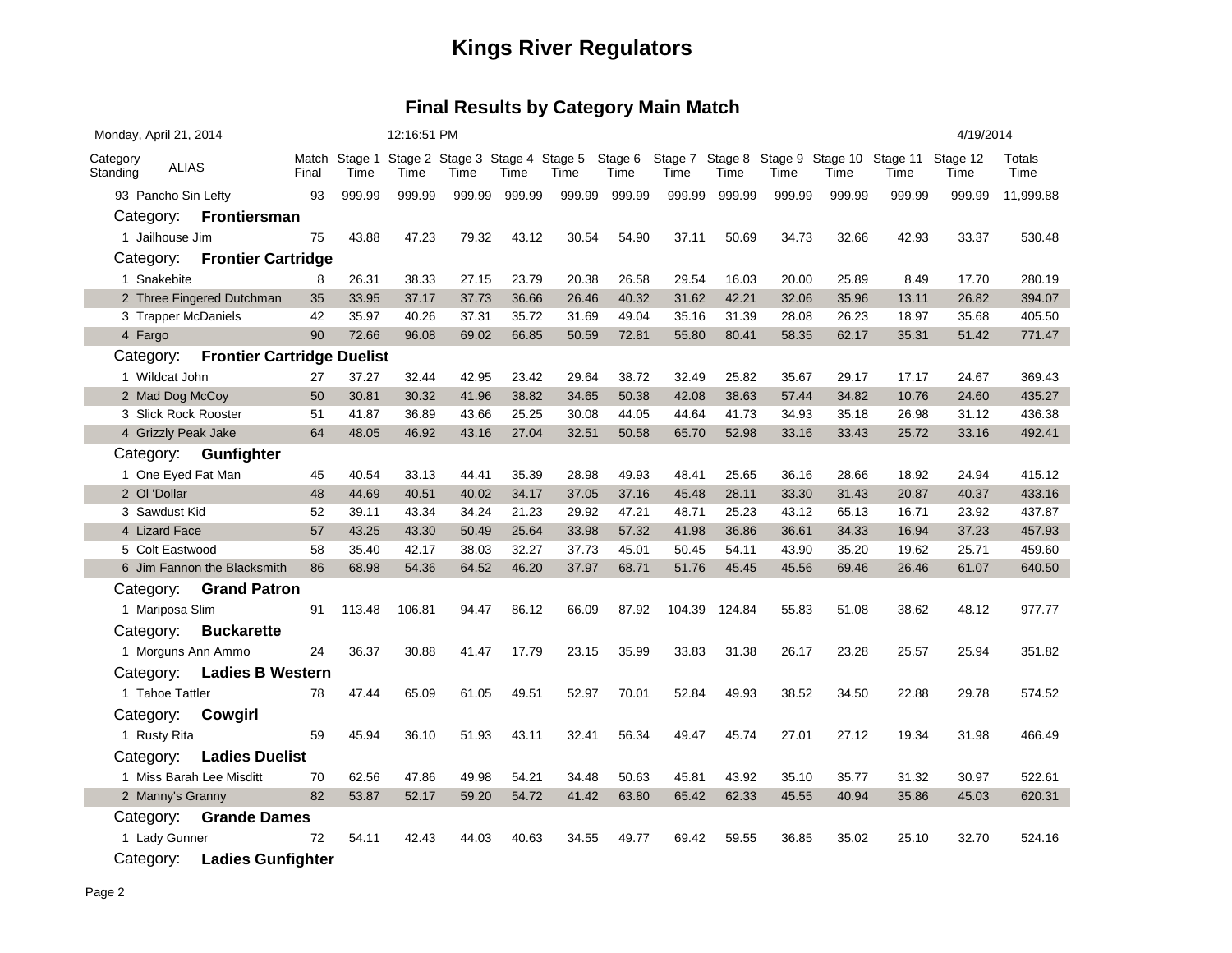# Kings River Regulators

## Final Results by Category Main Match

Monday, April 21, 2014 — 12:16:51 PM — 4/19/2014

| Category Standing | ALIAS | Match Final | Stage 1 Time | Stage 2 Time | Stage 3 Time | Stage 4 Time | Stage 5 Time | Stage 6 Time | Stage 7 Time | Stage 8 Time | Stage 9 Time | Stage 10 Time | Stage 11 Time | Stage 12 Time | Totals Time |
|---|---|---|---|---|---|---|---|---|---|---|---|---|---|---|---|
| 93 | Pancho Sin Lefty | 93 | 999.99 | 999.99 | 999.99 | 999.99 | 999.99 | 999.99 | 999.99 | 999.99 | 999.99 | 999.99 | 999.99 | 999.99 | 11,999.88 |
| Category: | **Frontiersman** | | | | | | | | | | | | | | |
| 1 | Jailhouse Jim | 75 | 43.88 | 47.23 | 79.32 | 43.12 | 30.54 | 54.90 | 37.11 | 50.69 | 34.73 | 32.66 | 42.93 | 33.37 | 530.48 |
| Category: | **Frontier Cartridge** | | | | | | | | | | | | | | |
| 1 | Snakebite | 8 | 26.31 | 38.33 | 27.15 | 23.79 | 20.38 | 26.58 | 29.54 | 16.03 | 20.00 | 25.89 | 8.49 | 17.70 | 280.19 |
| 2 | Three Fingered Dutchman | 35 | 33.95 | 37.17 | 37.73 | 36.66 | 26.46 | 40.32 | 31.62 | 42.21 | 32.06 | 35.96 | 13.11 | 26.82 | 394.07 |
| 3 | Trapper McDaniels | 42 | 35.97 | 40.26 | 37.31 | 35.72 | 31.69 | 49.04 | 35.16 | 31.39 | 28.08 | 26.23 | 18.97 | 35.68 | 405.50 |
| 4 | Fargo | 90 | 72.66 | 96.08 | 69.02 | 66.85 | 50.59 | 72.81 | 55.80 | 80.41 | 58.35 | 62.17 | 35.31 | 51.42 | 771.47 |
| Category: | **Frontier Cartridge Duelist** | | | | | | | | | | | | | | |
| 1 | Wildcat John | 27 | 37.27 | 32.44 | 42.95 | 23.42 | 29.64 | 38.72 | 32.49 | 25.82 | 35.67 | 29.17 | 17.17 | 24.67 | 369.43 |
| 2 | Mad Dog McCoy | 50 | 30.81 | 30.32 | 41.96 | 38.82 | 34.65 | 50.38 | 42.08 | 38.63 | 57.44 | 34.82 | 10.76 | 24.60 | 435.27 |
| 3 | Slick Rock Rooster | 51 | 41.87 | 36.89 | 43.66 | 25.25 | 30.08 | 44.05 | 44.64 | 41.73 | 34.93 | 35.18 | 26.98 | 31.12 | 436.38 |
| 4 | Grizzly Peak Jake | 64 | 48.05 | 46.92 | 43.16 | 27.04 | 32.51 | 50.58 | 65.70 | 52.98 | 33.16 | 33.43 | 25.72 | 33.16 | 492.41 |
| Category: | **Gunfighter** | | | | | | | | | | | | | | |
| 1 | One Eyed Fat Man | 45 | 40.54 | 33.13 | 44.41 | 35.39 | 28.98 | 49.93 | 48.41 | 25.65 | 36.16 | 28.66 | 18.92 | 24.94 | 415.12 |
| 2 | Ol 'Dollar | 48 | 44.69 | 40.51 | 40.02 | 34.17 | 37.05 | 37.16 | 45.48 | 28.11 | 33.30 | 31.43 | 20.87 | 40.37 | 433.16 |
| 3 | Sawdust Kid | 52 | 39.11 | 43.34 | 34.24 | 21.23 | 29.92 | 47.21 | 48.71 | 25.23 | 43.12 | 65.13 | 16.71 | 23.92 | 437.87 |
| 4 | Lizard Face | 57 | 43.25 | 43.30 | 50.49 | 25.64 | 33.98 | 57.32 | 41.98 | 36.86 | 36.61 | 34.33 | 16.94 | 37.23 | 457.93 |
| 5 | Colt Eastwood | 58 | 35.40 | 42.17 | 38.03 | 32.27 | 37.73 | 45.01 | 50.45 | 54.11 | 43.90 | 35.20 | 19.62 | 25.71 | 459.60 |
| 6 | Jim Fannon the Blacksmith | 86 | 68.98 | 54.36 | 64.52 | 46.20 | 37.97 | 68.71 | 51.76 | 45.45 | 45.56 | 69.46 | 26.46 | 61.07 | 640.50 |
| Category: | **Grand Patron** | | | | | | | | | | | | | | |
| 1 | Mariposa Slim | 91 | 113.48 | 106.81 | 94.47 | 86.12 | 66.09 | 87.92 | 104.39 | 124.84 | 55.83 | 51.08 | 38.62 | 48.12 | 977.77 |
| Category: | **Buckarette** | | | | | | | | | | | | | | |
| 1 | Morguns Ann Ammo | 24 | 36.37 | 30.88 | 41.47 | 17.79 | 23.15 | 35.99 | 33.83 | 31.38 | 26.17 | 23.28 | 25.57 | 25.94 | 351.82 |
| Category: | **Ladies B Western** | | | | | | | | | | | | | | |
| 1 | Tahoe Tattler | 78 | 47.44 | 65.09 | 61.05 | 49.51 | 52.97 | 70.01 | 52.84 | 49.93 | 38.52 | 34.50 | 22.88 | 29.78 | 574.52 |
| Category: | **Cowgirl** | | | | | | | | | | | | | | |
| 1 | Rusty Rita | 59 | 45.94 | 36.10 | 51.93 | 43.11 | 32.41 | 56.34 | 49.47 | 45.74 | 27.01 | 27.12 | 19.34 | 31.98 | 466.49 |
| Category: | **Ladies Duelist** | | | | | | | | | | | | | | |
| 1 | Miss Barah Lee Misditt | 70 | 62.56 | 47.86 | 49.98 | 54.21 | 34.48 | 50.63 | 45.81 | 43.92 | 35.10 | 35.77 | 31.32 | 30.97 | 522.61 |
| 2 | Manny's Granny | 82 | 53.87 | 52.17 | 59.20 | 54.72 | 41.42 | 63.80 | 65.42 | 62.33 | 45.55 | 40.94 | 35.86 | 45.03 | 620.31 |
| Category: | **Grande Dames** | | | | | | | | | | | | | | |
| 1 | Lady Gunner | 72 | 54.11 | 42.43 | 44.03 | 40.63 | 34.55 | 49.77 | 69.42 | 59.55 | 36.85 | 35.02 | 25.10 | 32.70 | 524.16 |
| Category: | **Ladies Gunfighter** | | | | | | | | | | | | | | |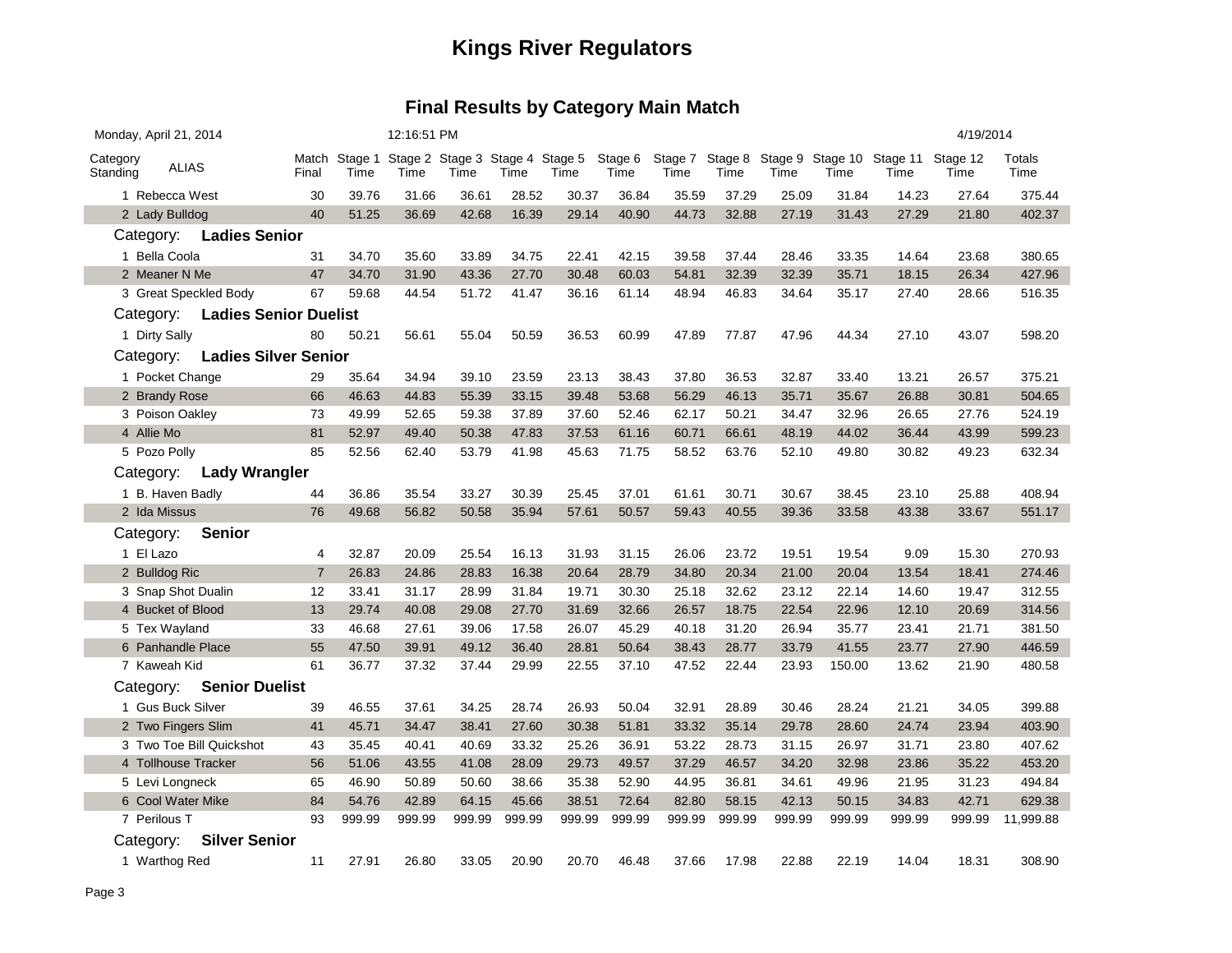# Kings River Regulators

## Final Results by Category Main Match

Monday, April 21, 2014 12:16:51 PM 4/19/2014

| Category Standing | ALIAS | Match Final | Stage 1 Time | Stage 2 Time | Stage 3 Time | Stage 4 Time | Stage 5 Time | Stage 6 Time | Stage 7 Time | Stage 8 Time | Stage 9 Time | Stage 10 Time | Stage 11 Time | Stage 12 Time | Totals Time |
|---|---|---|---|---|---|---|---|---|---|---|---|---|---|---|---|
| 1 | Rebecca West | 30 | 39.76 | 31.66 | 36.61 | 28.52 | 30.37 | 36.84 | 35.59 | 37.29 | 25.09 | 31.84 | 14.23 | 27.64 | 375.44 |
| 2 | Lady Bulldog | 40 | 51.25 | 36.69 | 42.68 | 16.39 | 29.14 | 40.90 | 44.73 | 32.88 | 27.19 | 31.43 | 27.29 | 21.80 | 402.37 |
| Category: | **Ladies Senior** | | | | | | | | | | | | | | |
| 1 | Bella Coola | 31 | 34.70 | 35.60 | 33.89 | 34.75 | 22.41 | 42.15 | 39.58 | 37.44 | 28.46 | 33.35 | 14.64 | 23.68 | 380.65 |
| 2 | Meaner N Me | 47 | 34.70 | 31.90 | 43.36 | 27.70 | 30.48 | 60.03 | 54.81 | 32.39 | 32.39 | 35.71 | 18.15 | 26.34 | 427.96 |
| 3 | Great Speckled Body | 67 | 59.68 | 44.54 | 51.72 | 41.47 | 36.16 | 61.14 | 48.94 | 46.83 | 34.64 | 35.17 | 27.40 | 28.66 | 516.35 |
| Category: | **Ladies Senior Duelist** | | | | | | | | | | | | | | |
| 1 | Dirty Sally | 80 | 50.21 | 56.61 | 55.04 | 50.59 | 36.53 | 60.99 | 47.89 | 77.87 | 47.96 | 44.34 | 27.10 | 43.07 | 598.20 |
| Category: | **Ladies Silver Senior** | | | | | | | | | | | | | | |
| 1 | Pocket Change | 29 | 35.64 | 34.94 | 39.10 | 23.59 | 23.13 | 38.43 | 37.80 | 36.53 | 32.87 | 33.40 | 13.21 | 26.57 | 375.21 |
| 2 | Brandy Rose | 66 | 46.63 | 44.83 | 55.39 | 33.15 | 39.48 | 53.68 | 56.29 | 46.13 | 35.71 | 35.67 | 26.88 | 30.81 | 504.65 |
| 3 | Poison Oakley | 73 | 49.99 | 52.65 | 59.38 | 37.89 | 37.60 | 52.46 | 62.17 | 50.21 | 34.47 | 32.96 | 26.65 | 27.76 | 524.19 |
| 4 | Allie Mo | 81 | 52.97 | 49.40 | 50.38 | 47.83 | 37.53 | 61.16 | 60.71 | 66.61 | 48.19 | 44.02 | 36.44 | 43.99 | 599.23 |
| 5 | Pozo Polly | 85 | 52.56 | 62.40 | 53.79 | 41.98 | 45.63 | 71.75 | 58.52 | 63.76 | 52.10 | 49.80 | 30.82 | 49.23 | 632.34 |
| Category: | **Lady Wrangler** | | | | | | | | | | | | | | |
| 1 | B. Haven Badly | 44 | 36.86 | 35.54 | 33.27 | 30.39 | 25.45 | 37.01 | 61.61 | 30.71 | 30.67 | 38.45 | 23.10 | 25.88 | 408.94 |
| 2 | Ida Missus | 76 | 49.68 | 56.82 | 50.58 | 35.94 | 57.61 | 50.57 | 59.43 | 40.55 | 39.36 | 33.58 | 43.38 | 33.67 | 551.17 |
| Category: | **Senior** | | | | | | | | | | | | | | |
| 1 | El Lazo | 4 | 32.87 | 20.09 | 25.54 | 16.13 | 31.93 | 31.15 | 26.06 | 23.72 | 19.51 | 19.54 | 9.09 | 15.30 | 270.93 |
| 2 | Bulldog Ric | 7 | 26.83 | 24.86 | 28.83 | 16.38 | 20.64 | 28.79 | 34.80 | 20.34 | 21.00 | 20.04 | 13.54 | 18.41 | 274.46 |
| 3 | Snap Shot Dualin | 12 | 33.41 | 31.17 | 28.99 | 31.84 | 19.71 | 30.30 | 25.18 | 32.62 | 23.12 | 22.14 | 14.60 | 19.47 | 312.55 |
| 4 | Bucket of Blood | 13 | 29.74 | 40.08 | 29.08 | 27.70 | 31.69 | 32.66 | 26.57 | 18.75 | 22.54 | 22.96 | 12.10 | 20.69 | 314.56 |
| 5 | Tex Wayland | 33 | 46.68 | 27.61 | 39.06 | 17.58 | 26.07 | 45.29 | 40.18 | 31.20 | 26.94 | 35.77 | 23.41 | 21.71 | 381.50 |
| 6 | Panhandle Place | 55 | 47.50 | 39.91 | 49.12 | 36.40 | 28.81 | 50.64 | 38.43 | 28.77 | 33.79 | 41.55 | 23.77 | 27.90 | 446.59 |
| 7 | Kaweah Kid | 61 | 36.77 | 37.32 | 37.44 | 29.99 | 22.55 | 37.10 | 47.52 | 22.44 | 23.93 | 150.00 | 13.62 | 21.90 | 480.58 |
| Category: | **Senior Duelist** | | | | | | | | | | | | | | |
| 1 | Gus Buck Silver | 39 | 46.55 | 37.61 | 34.25 | 28.74 | 26.93 | 50.04 | 32.91 | 28.89 | 30.46 | 28.24 | 21.21 | 34.05 | 399.88 |
| 2 | Two Fingers Slim | 41 | 45.71 | 34.47 | 38.41 | 27.60 | 30.38 | 51.81 | 33.32 | 35.14 | 29.78 | 28.60 | 24.74 | 23.94 | 403.90 |
| 3 | Two Toe Bill Quickshot | 43 | 35.45 | 40.41 | 40.69 | 33.32 | 25.26 | 36.91 | 53.22 | 28.73 | 31.15 | 26.97 | 31.71 | 23.80 | 407.62 |
| 4 | Tollhouse Tracker | 56 | 51.06 | 43.55 | 41.08 | 28.09 | 29.73 | 49.57 | 37.29 | 46.57 | 34.20 | 32.98 | 23.86 | 35.22 | 453.20 |
| 5 | Levi Longneck | 65 | 46.90 | 50.89 | 50.60 | 38.66 | 35.38 | 52.90 | 44.95 | 36.81 | 34.61 | 49.96 | 21.95 | 31.23 | 494.84 |
| 6 | Cool Water Mike | 84 | 54.76 | 42.89 | 64.15 | 45.66 | 38.51 | 72.64 | 82.80 | 58.15 | 42.13 | 50.15 | 34.83 | 42.71 | 629.38 |
| 7 | Perilous T | 93 | 999.99 | 999.99 | 999.99 | 999.99 | 999.99 | 999.99 | 999.99 | 999.99 | 999.99 | 999.99 | 999.99 | 999.99 | 11,999.88 |
| Category: | **Silver Senior** | | | | | | | | | | | | | | |
| 1 | Warthog Red | 11 | 27.91 | 26.80 | 33.05 | 20.90 | 20.70 | 46.48 | 37.66 | 17.98 | 22.88 | 22.19 | 14.04 | 18.31 | 308.90 |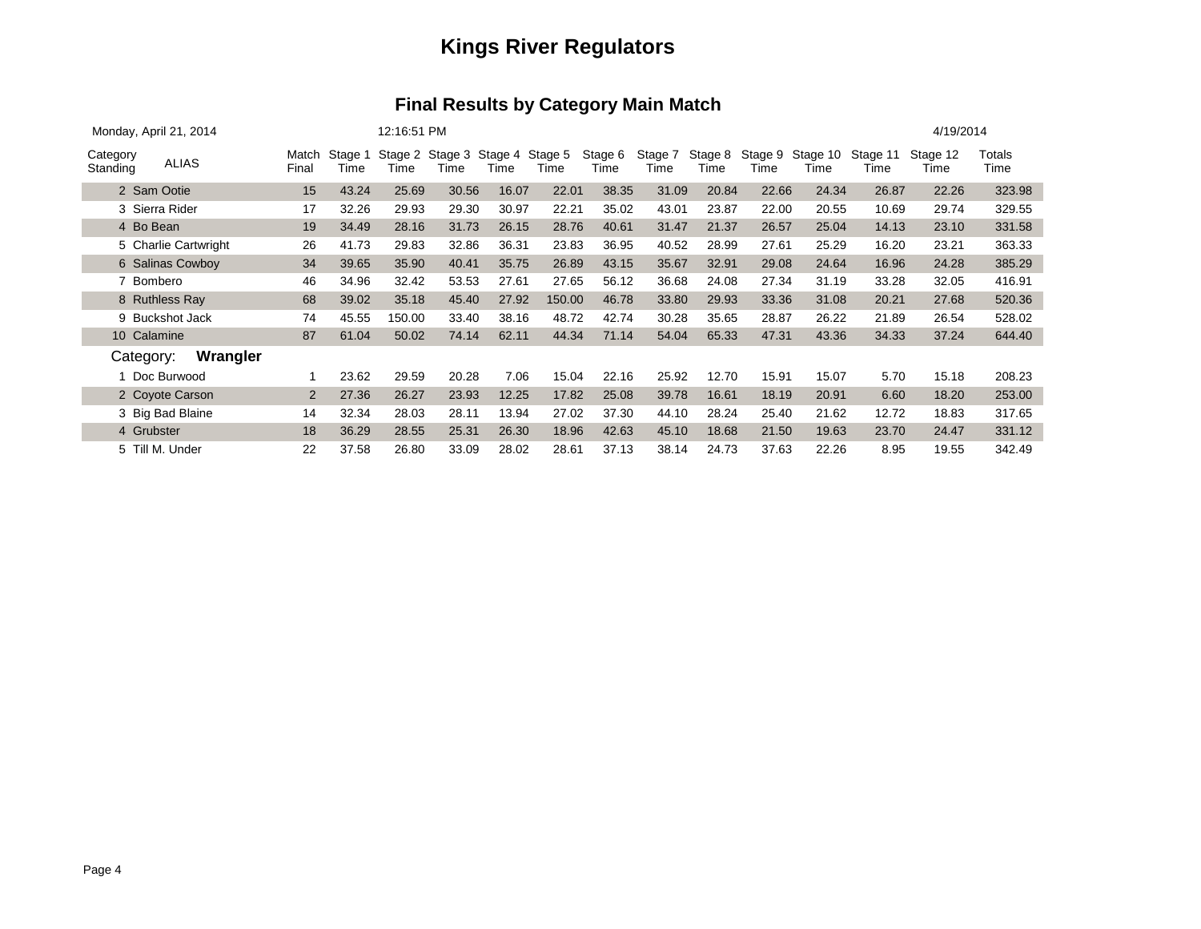# Kings River Regulators

## Final Results by Category Main Match

Monday, April 21, 2014 12:16:51 PM 4/19/2014

| Category Standing | ALIAS | Match Final | Stage 1 Time | Stage 2 Time | Stage 3 Time | Stage 4 Time | Stage 5 Time | Stage 6 Time | Stage 7 Time | Stage 8 Time | Stage 9 Time | Stage 10 Time | Stage 11 Time | Stage 12 Time | Totals Time |
|---|---|---|---|---|---|---|---|---|---|---|---|---|---|---|---|
| 2 | Sam Ootie | 15 | 43.24 | 25.69 | 30.56 | 16.07 | 22.01 | 38.35 | 31.09 | 20.84 | 22.66 | 24.34 | 26.87 | 22.26 | 323.98 |
| 3 | Sierra Rider | 17 | 32.26 | 29.93 | 29.30 | 30.97 | 22.21 | 35.02 | 43.01 | 23.87 | 22.00 | 20.55 | 10.69 | 29.74 | 329.55 |
| 4 | Bo Bean | 19 | 34.49 | 28.16 | 31.73 | 26.15 | 28.76 | 40.61 | 31.47 | 21.37 | 26.57 | 25.04 | 14.13 | 23.10 | 331.58 |
| 5 | Charlie Cartwright | 26 | 41.73 | 29.83 | 32.86 | 36.31 | 23.83 | 36.95 | 40.52 | 28.99 | 27.61 | 25.29 | 16.20 | 23.21 | 363.33 |
| 6 | Salinas Cowboy | 34 | 39.65 | 35.90 | 40.41 | 35.75 | 26.89 | 43.15 | 35.67 | 32.91 | 29.08 | 24.64 | 16.96 | 24.28 | 385.29 |
| 7 | Bombero | 46 | 34.96 | 32.42 | 53.53 | 27.61 | 27.65 | 56.12 | 36.68 | 24.08 | 27.34 | 31.19 | 33.28 | 32.05 | 416.91 |
| 8 | Ruthless Ray | 68 | 39.02 | 35.18 | 45.40 | 27.92 | 150.00 | 46.78 | 33.80 | 29.93 | 33.36 | 31.08 | 20.21 | 27.68 | 520.36 |
| 9 | Buckshot Jack | 74 | 45.55 | 150.00 | 33.40 | 38.16 | 48.72 | 42.74 | 30.28 | 35.65 | 28.87 | 26.22 | 21.89 | 26.54 | 528.02 |
| 10 | Calamine | 87 | 61.04 | 50.02 | 74.14 | 62.11 | 44.34 | 71.14 | 54.04 | 65.33 | 47.31 | 43.36 | 34.33 | 37.24 | 644.40 |
| Category: | **Wrangler** | | | | | | | | | | | | | | |
| 1 | Doc Burwood | 1 | 23.62 | 29.59 | 20.28 | 7.06 | 15.04 | 22.16 | 25.92 | 12.70 | 15.91 | 15.07 | 5.70 | 15.18 | 208.23 |
| 2 | Coyote Carson | 2 | 27.36 | 26.27 | 23.93 | 12.25 | 17.82 | 25.08 | 39.78 | 16.61 | 18.19 | 20.91 | 6.60 | 18.20 | 253.00 |
| 3 | Big Bad Blaine | 14 | 32.34 | 28.03 | 28.11 | 13.94 | 27.02 | 37.30 | 44.10 | 28.24 | 25.40 | 21.62 | 12.72 | 18.83 | 317.65 |
| 4 | Grubster | 18 | 36.29 | 28.55 | 25.31 | 26.30 | 18.96 | 42.63 | 45.10 | 18.68 | 21.50 | 19.63 | 23.70 | 24.47 | 331.12 |
| 5 | Till M. Under | 22 | 37.58 | 26.80 | 33.09 | 28.02 | 28.61 | 37.13 | 38.14 | 24.73 | 37.63 | 22.26 | 8.95 | 19.55 | 342.49 |